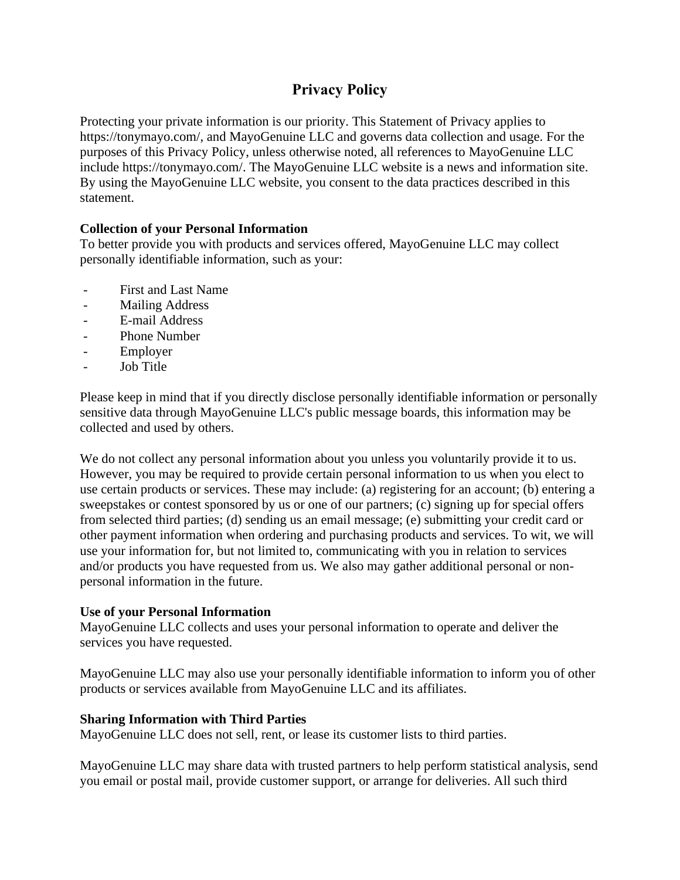# Privacy Policy

Protecting your private information is our priority. This Statement of Privacy applies to https://tonymayo.com/, and MayoGenuine LLC and governs data collection and usage. For the purposes of this Privacy Policy, unless otherwise noted, all references to MayoGenuine LLC include https://tonymayo.com/. The MayoGenuine LLC website is a news and information site. By using the MayoGenuine LLC website, you consent to the data practices described in this statement.

**Collection of your Personal Information**
To better provide you with products and services offered, MayoGenuine LLC may collect personally identifiable information, such as your:

- First and Last Name
- Mailing Address
- E-mail Address
- Phone Number
- Employer
- Job Title

Please keep in mind that if you directly disclose personally identifiable information or personally sensitive data through MayoGenuine LLC's public message boards, this information may be collected and used by others.

We do not collect any personal information about you unless you voluntarily provide it to us. However, you may be required to provide certain personal information to us when you elect to use certain products or services. These may include: (a) registering for an account; (b) entering a sweepstakes or contest sponsored by us or one of our partners; (c) signing up for special offers from selected third parties; (d) sending us an email message; (e) submitting your credit card or other payment information when ordering and purchasing products and services. To wit, we will use your information for, but not limited to, communicating with you in relation to services and/or products you have requested from us. We also may gather additional personal or non-personal information in the future.

**Use of your Personal Information**
MayoGenuine LLC collects and uses your personal information to operate and deliver the services you have requested.

MayoGenuine LLC may also use your personally identifiable information to inform you of other products or services available from MayoGenuine LLC and its affiliates.

**Sharing Information with Third Parties**
MayoGenuine LLC does not sell, rent, or lease its customer lists to third parties.

MayoGenuine LLC may share data with trusted partners to help perform statistical analysis, send you email or postal mail, provide customer support, or arrange for deliveries. All such third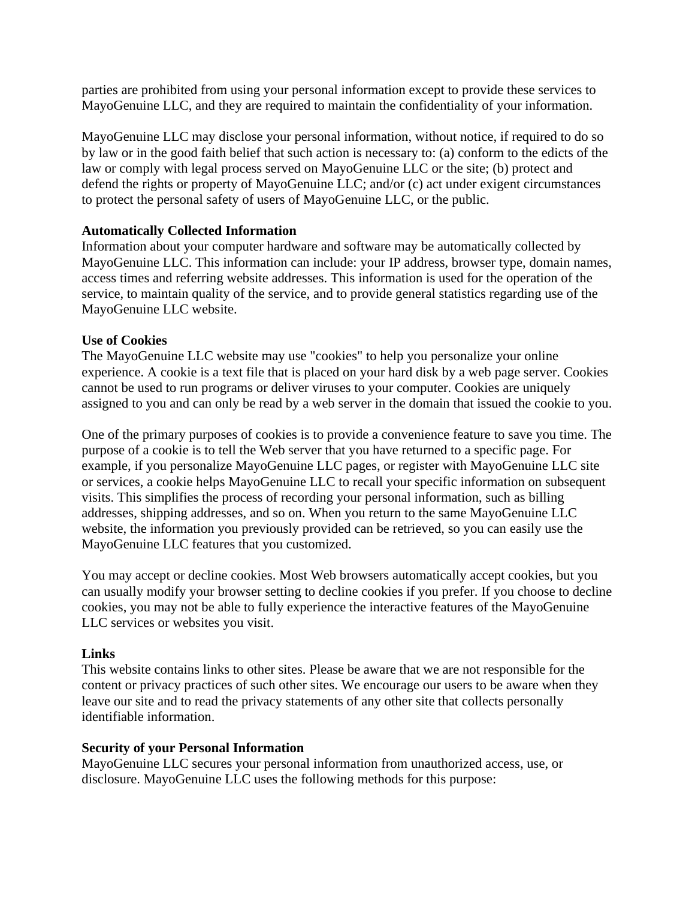parties are prohibited from using your personal information except to provide these services to MayoGenuine LLC, and they are required to maintain the confidentiality of your information.

MayoGenuine LLC may disclose your personal information, without notice, if required to do so by law or in the good faith belief that such action is necessary to: (a) conform to the edicts of the law or comply with legal process served on MayoGenuine LLC or the site; (b) protect and defend the rights or property of MayoGenuine LLC; and/or (c) act under exigent circumstances to protect the personal safety of users of MayoGenuine LLC, or the public.

**Automatically Collected Information**
Information about your computer hardware and software may be automatically collected by MayoGenuine LLC. This information can include: your IP address, browser type, domain names, access times and referring website addresses. This information is used for the operation of the service, to maintain quality of the service, and to provide general statistics regarding use of the MayoGenuine LLC website.

**Use of Cookies**
The MayoGenuine LLC website may use "cookies" to help you personalize your online experience. A cookie is a text file that is placed on your hard disk by a web page server. Cookies cannot be used to run programs or deliver viruses to your computer. Cookies are uniquely assigned to you and can only be read by a web server in the domain that issued the cookie to you.

One of the primary purposes of cookies is to provide a convenience feature to save you time. The purpose of a cookie is to tell the Web server that you have returned to a specific page. For example, if you personalize MayoGenuine LLC pages, or register with MayoGenuine LLC site or services, a cookie helps MayoGenuine LLC to recall your specific information on subsequent visits. This simplifies the process of recording your personal information, such as billing addresses, shipping addresses, and so on. When you return to the same MayoGenuine LLC website, the information you previously provided can be retrieved, so you can easily use the MayoGenuine LLC features that you customized.

You may accept or decline cookies. Most Web browsers automatically accept cookies, but you can usually modify your browser setting to decline cookies if you prefer. If you choose to decline cookies, you may not be able to fully experience the interactive features of the MayoGenuine LLC services or websites you visit.

**Links**
This website contains links to other sites. Please be aware that we are not responsible for the content or privacy practices of such other sites. We encourage our users to be aware when they leave our site and to read the privacy statements of any other site that collects personally identifiable information.

**Security of your Personal Information**
MayoGenuine LLC secures your personal information from unauthorized access, use, or disclosure. MayoGenuine LLC uses the following methods for this purpose: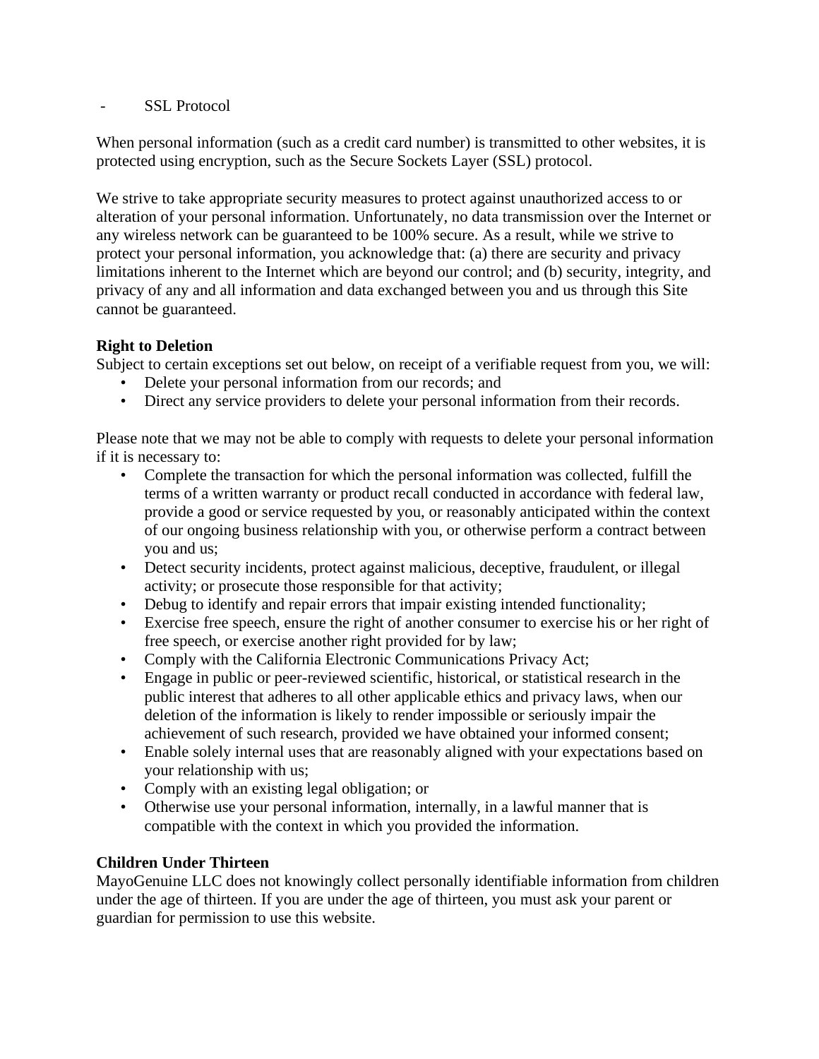- SSL Protocol

When personal information (such as a credit card number) is transmitted to other websites, it is protected using encryption, such as the Secure Sockets Layer (SSL) protocol.

We strive to take appropriate security measures to protect against unauthorized access to or alteration of your personal information. Unfortunately, no data transmission over the Internet or any wireless network can be guaranteed to be 100% secure. As a result, while we strive to protect your personal information, you acknowledge that: (a) there are security and privacy limitations inherent to the Internet which are beyond our control; and (b) security, integrity, and privacy of any and all information and data exchanged between you and us through this Site cannot be guaranteed.

**Right to Deletion**

Subject to certain exceptions set out below, on receipt of a verifiable request from you, we will:

- Delete your personal information from our records; and
- Direct any service providers to delete your personal information from their records.

Please note that we may not be able to comply with requests to delete your personal information if it is necessary to:

- Complete the transaction for which the personal information was collected, fulfill the terms of a written warranty or product recall conducted in accordance with federal law, provide a good or service requested by you, or reasonably anticipated within the context of our ongoing business relationship with you, or otherwise perform a contract between you and us;
- Detect security incidents, protect against malicious, deceptive, fraudulent, or illegal activity; or prosecute those responsible for that activity;
- Debug to identify and repair errors that impair existing intended functionality;
- Exercise free speech, ensure the right of another consumer to exercise his or her right of free speech, or exercise another right provided for by law;
- Comply with the California Electronic Communications Privacy Act;
- Engage in public or peer-reviewed scientific, historical, or statistical research in the public interest that adheres to all other applicable ethics and privacy laws, when our deletion of the information is likely to render impossible or seriously impair the achievement of such research, provided we have obtained your informed consent;
- Enable solely internal uses that are reasonably aligned with your expectations based on your relationship with us;
- Comply with an existing legal obligation; or
- Otherwise use your personal information, internally, in a lawful manner that is compatible with the context in which you provided the information.

**Children Under Thirteen**

MayoGenuine LLC does not knowingly collect personally identifiable information from children under the age of thirteen. If you are under the age of thirteen, you must ask your parent or guardian for permission to use this website.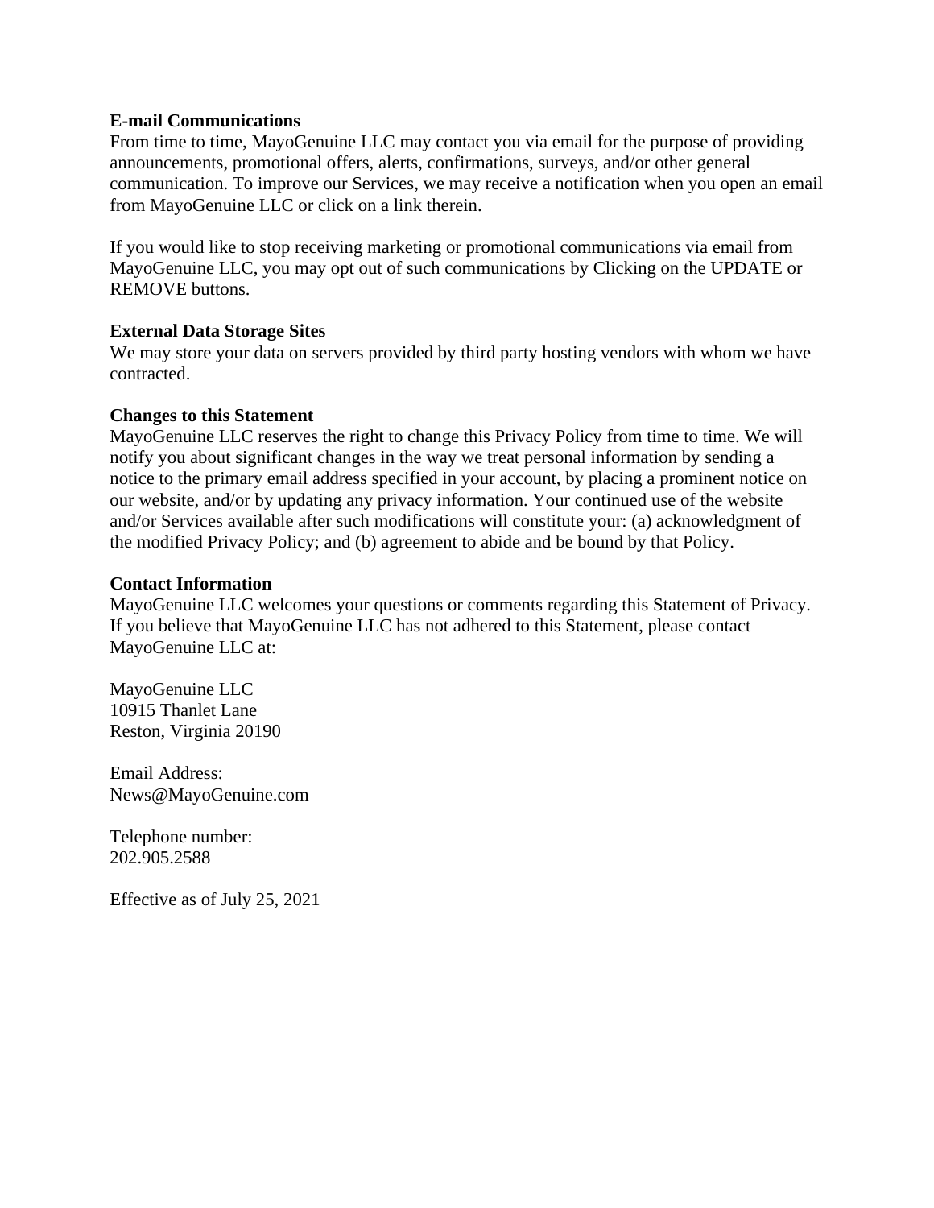**E-mail Communications**
From time to time, MayoGenuine LLC may contact you via email for the purpose of providing announcements, promotional offers, alerts, confirmations, surveys, and/or other general communication. To improve our Services, we may receive a notification when you open an email from MayoGenuine LLC or click on a link therein.

If you would like to stop receiving marketing or promotional communications via email from MayoGenuine LLC, you may opt out of such communications by Clicking on the UPDATE or REMOVE buttons.

**External Data Storage Sites**
We may store your data on servers provided by third party hosting vendors with whom we have contracted.

**Changes to this Statement**
MayoGenuine LLC reserves the right to change this Privacy Policy from time to time. We will notify you about significant changes in the way we treat personal information by sending a notice to the primary email address specified in your account, by placing a prominent notice on our website, and/or by updating any privacy information. Your continued use of the website and/or Services available after such modifications will constitute your: (a) acknowledgment of the modified Privacy Policy; and (b) agreement to abide and be bound by that Policy.

**Contact Information**
MayoGenuine LLC welcomes your questions or comments regarding this Statement of Privacy. If you believe that MayoGenuine LLC has not adhered to this Statement, please contact MayoGenuine LLC at:

MayoGenuine LLC
10915 Thanlet Lane
Reston, Virginia 20190

Email Address:
News@MayoGenuine.com

Telephone number:
202.905.2588

Effective as of July 25, 2021